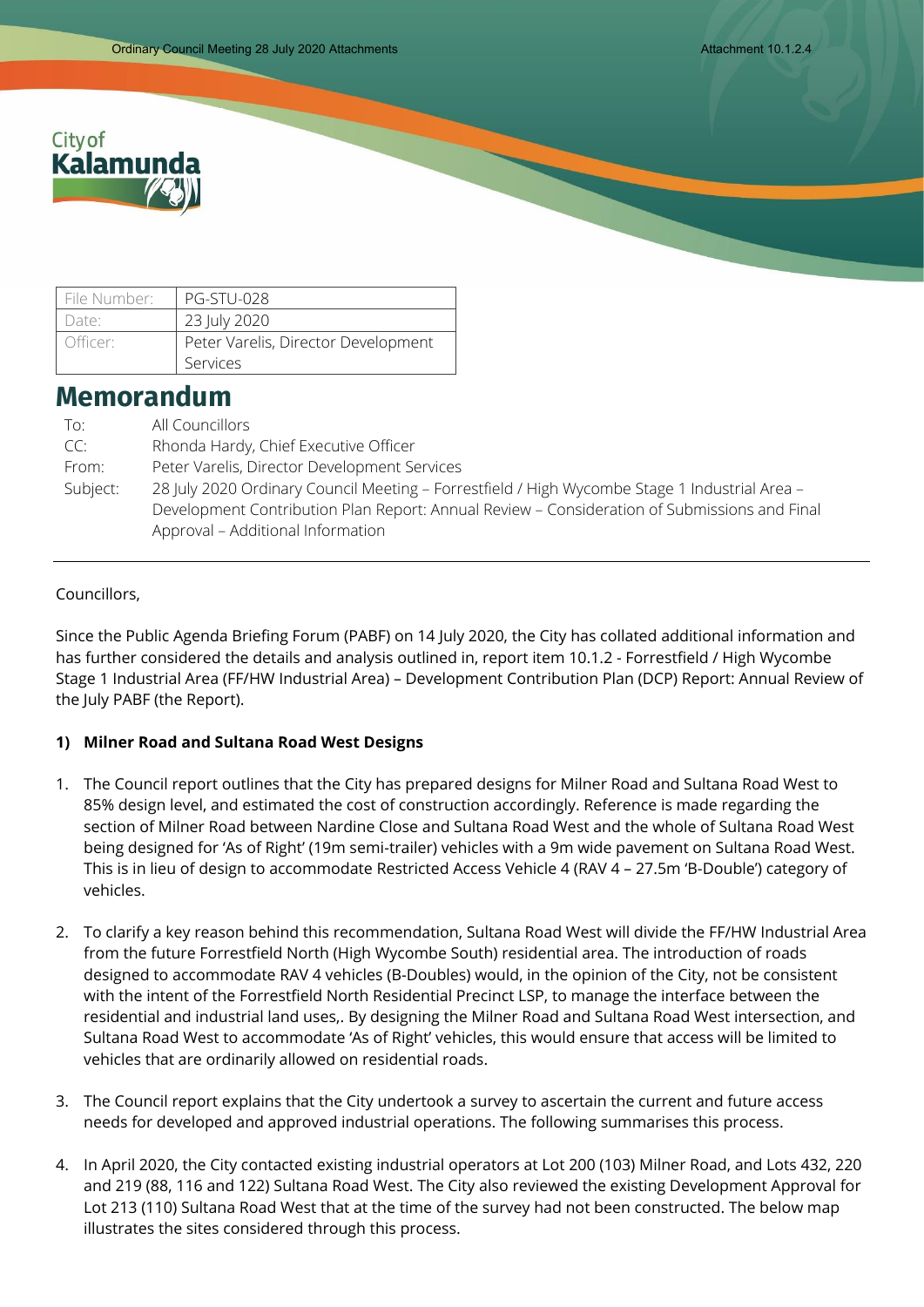City of Kalamunda

| File Number: | PG-STU-028 |
|---|---|
| Date: | 23 July 2020 |
| Officer: | Peter Varelis, Director Development Services |

# Memorandum

To: All Councillors
CC: Rhonda Hardy, Chief Executive Officer
From: Peter Varelis, Director Development Services
Subject: 28 July 2020 Ordinary Council Meeting – Forrestfield / High Wycombe Stage 1 Industrial Area – Development Contribution Plan Report: Annual Review – Consideration of Submissions and Final Approval – Additional Information

---

Councillors,

Since the Public Agenda Briefing Forum (PABF) on 14 July 2020, the City has collated additional information and has further considered the details and analysis outlined in, report item 10.1.2 - Forrestfield / High Wycombe Stage 1 Industrial Area (FF/HW Industrial Area) – Development Contribution Plan (DCP) Report: Annual Review of the July PABF (the Report).

**1) Milner Road and Sultana Road West Designs**

1. The Council report outlines that the City has prepared designs for Milner Road and Sultana Road West to 85% design level, and estimated the cost of construction accordingly. Reference is made regarding the section of Milner Road between Nardine Close and Sultana Road West and the whole of Sultana Road West being designed for 'As of Right' (19m semi-trailer) vehicles with a 9m wide pavement on Sultana Road West. This is in lieu of design to accommodate Restricted Access Vehicle 4 (RAV 4 – 27.5m 'B-Double') category of vehicles.

2. To clarify a key reason behind this recommendation, Sultana Road West will divide the FF/HW Industrial Area from the future Forrestfield North (High Wycombe South) residential area. The introduction of roads designed to accommodate RAV 4 vehicles (B-Doubles) would, in the opinion of the City, not be consistent with the intent of the Forrestfield North Residential Precinct LSP, to manage the interface between the residential and industrial land uses,. By designing the Milner Road and Sultana Road West intersection, and Sultana Road West to accommodate 'As of Right' vehicles, this would ensure that access will be limited to vehicles that are ordinarily allowed on residential roads.

3. The Council report explains that the City undertook a survey to ascertain the current and future access needs for developed and approved industrial operations. The following summarises this process.

4. In April 2020, the City contacted existing industrial operators at Lot 200 (103) Milner Road, and Lots 432, 220 and 219 (88, 116 and 122) Sultana Road West. The City also reviewed the existing Development Approval for Lot 213 (110) Sultana Road West that at the time of the survey had not been constructed. The below map illustrates the sites considered through this process.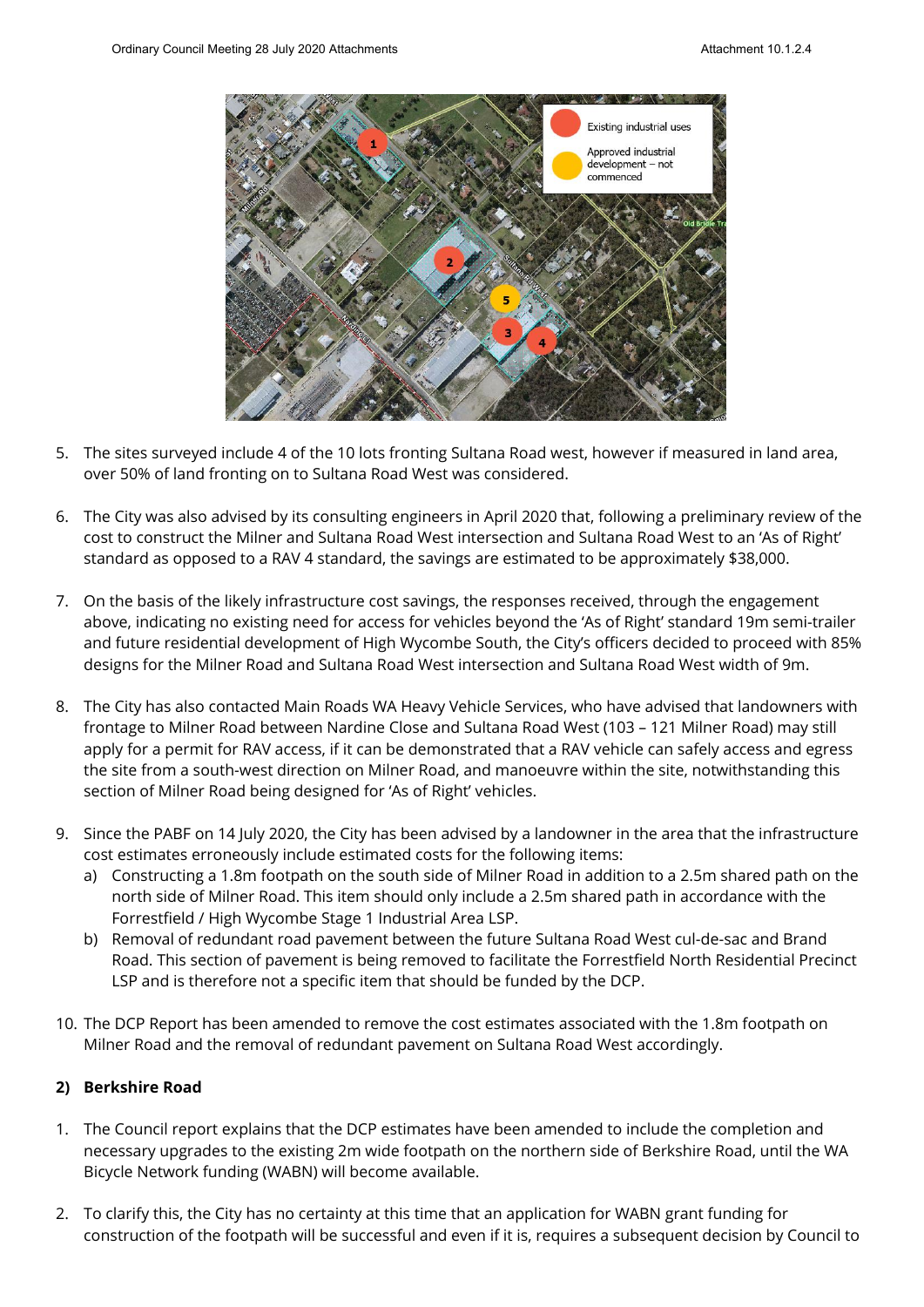5. The sites surveyed include 4 of the 10 lots fronting Sultana Road west, however if measured in land area, over 50% of land fronting on to Sultana Road West was considered.

6. The City was also advised by its consulting engineers in April 2020 that, following a preliminary review of the cost to construct the Milner and Sultana Road West intersection and Sultana Road West to an 'As of Right' standard as opposed to a RAV 4 standard, the savings are estimated to be approximately $38,000.

7. On the basis of the likely infrastructure cost savings, the responses received, through the engagement above, indicating no existing need for access for vehicles beyond the 'As of Right' standard 19m semi-trailer and future residential development of High Wycombe South, the City's officers decided to proceed with 85% designs for the Milner Road and Sultana Road West intersection and Sultana Road West width of 9m.

8. The City has also contacted Main Roads WA Heavy Vehicle Services, who have advised that landowners with frontage to Milner Road between Nardine Close and Sultana Road West (103 – 121 Milner Road) may still apply for a permit for RAV access, if it can be demonstrated that a RAV vehicle can safely access and egress the site from a south-west direction on Milner Road, and manoeuvre within the site, notwithstanding this section of Milner Road being designed for 'As of Right' vehicles.

9. Since the PABF on 14 July 2020, the City has been advised by a landowner in the area that the infrastructure cost estimates erroneously include estimated costs for the following items:
   a) Constructing a 1.8m footpath on the south side of Milner Road in addition to a 2.5m shared path on the north side of Milner Road. This item should only include a 2.5m shared path in accordance with the Forrestfield / High Wycombe Stage 1 Industrial Area LSP.
   b) Removal of redundant road pavement between the future Sultana Road West cul-de-sac and Brand Road. This section of pavement is being removed to facilitate the Forrestfield North Residential Precinct LSP and is therefore not a specific item that should be funded by the DCP.

10. The DCP Report has been amended to remove the cost estimates associated with the 1.8m footpath on Milner Road and the removal of redundant pavement on Sultana Road West accordingly.

**2) Berkshire Road**

1. The Council report explains that the DCP estimates have been amended to include the completion and necessary upgrades to the existing 2m wide footpath on the northern side of Berkshire Road, until the WA Bicycle Network funding (WABN) will become available.

2. To clarify this, the City has no certainty at this time that an application for WABN grant funding for construction of the footpath will be successful and even if it is, requires a subsequent decision by Council to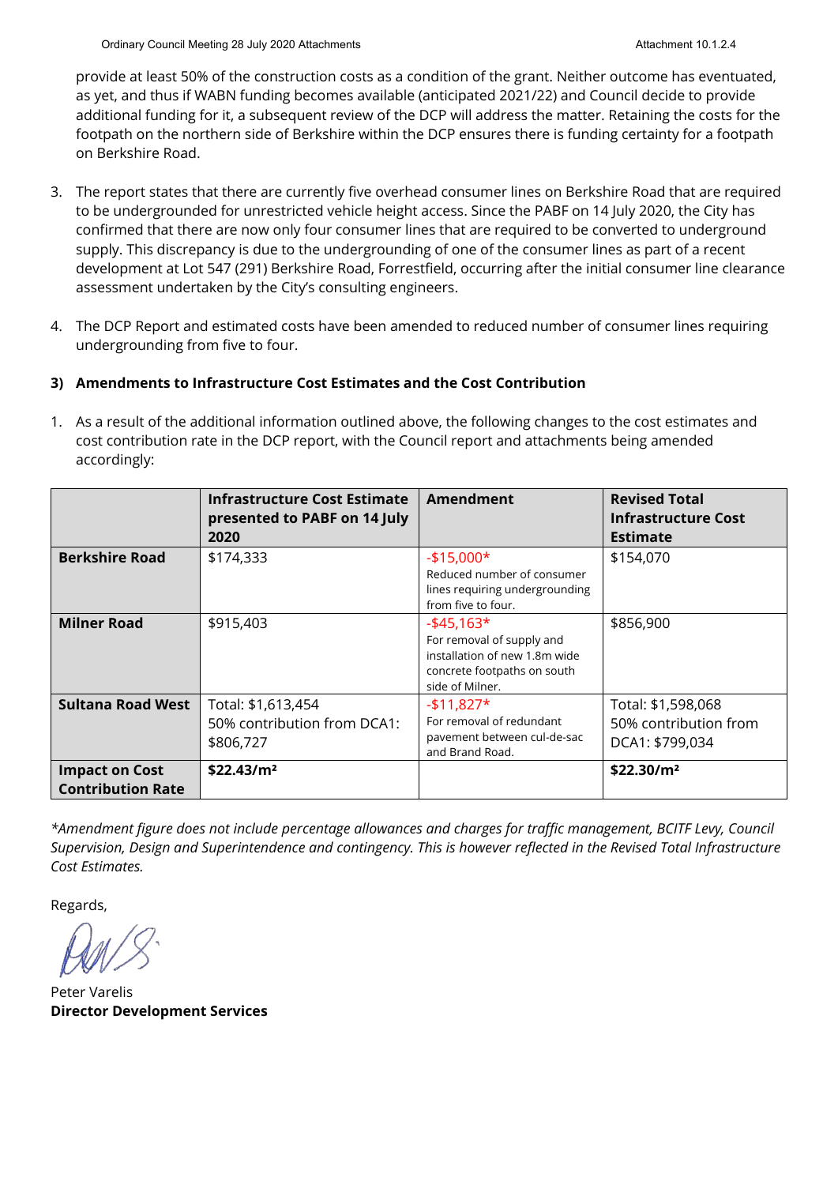provide at least 50% of the construction costs as a condition of the grant. Neither outcome has eventuated, as yet, and thus if WABN funding becomes available (anticipated 2021/22) and Council decide to provide additional funding for it, a subsequent review of the DCP will address the matter. Retaining the costs for the footpath on the northern side of Berkshire within the DCP ensures there is funding certainty for a footpath on Berkshire Road.

3. The report states that there are currently five overhead consumer lines on Berkshire Road that are required to be undergrounded for unrestricted vehicle height access. Since the PABF on 14 July 2020, the City has confirmed that there are now only four consumer lines that are required to be converted to underground supply. This discrepancy is due to the undergrounding of one of the consumer lines as part of a recent development at Lot 547 (291) Berkshire Road, Forrestfield, occurring after the initial consumer line clearance assessment undertaken by the City's consulting engineers.

4. The DCP Report and estimated costs have been amended to reduced number of consumer lines requiring undergrounding from five to four.

### 3) Amendments to Infrastructure Cost Estimates and the Cost Contribution

1. As a result of the additional information outlined above, the following changes to the cost estimates and cost contribution rate in the DCP report, with the Council report and attachments being amended accordingly:

| | Infrastructure Cost Estimate presented to PABF on 14 July 2020 | Amendment | Revised Total Infrastructure Cost Estimate |
|---|---|---|---|
| **Berkshire Road** | $174,333 | -$15,000* Reduced number of consumer lines requiring undergrounding from five to four. | $154,070 |
| **Milner Road** | $915,403 | -$45,163* For removal of supply and installation of new 1.8m wide concrete footpaths on south side of Milner. | $856,900 |
| **Sultana Road West** | Total: $1,613,454<br>50% contribution from DCA1: $806,727 | -$11,827* For removal of redundant pavement between cul-de-sac and Brand Road. | Total: $1,598,068<br>50% contribution from DCA1: $799,034 |
| **Impact on Cost Contribution Rate** | **$22.43/m²** | | **$22.30/m²** |

*\*Amendment figure does not include percentage allowances and charges for traffic management, BCITF Levy, Council Supervision, Design and Superintendence and contingency. This is however reflected in the Revised Total Infrastructure Cost Estimates.*

Regards,

Peter Varelis
**Director Development Services**